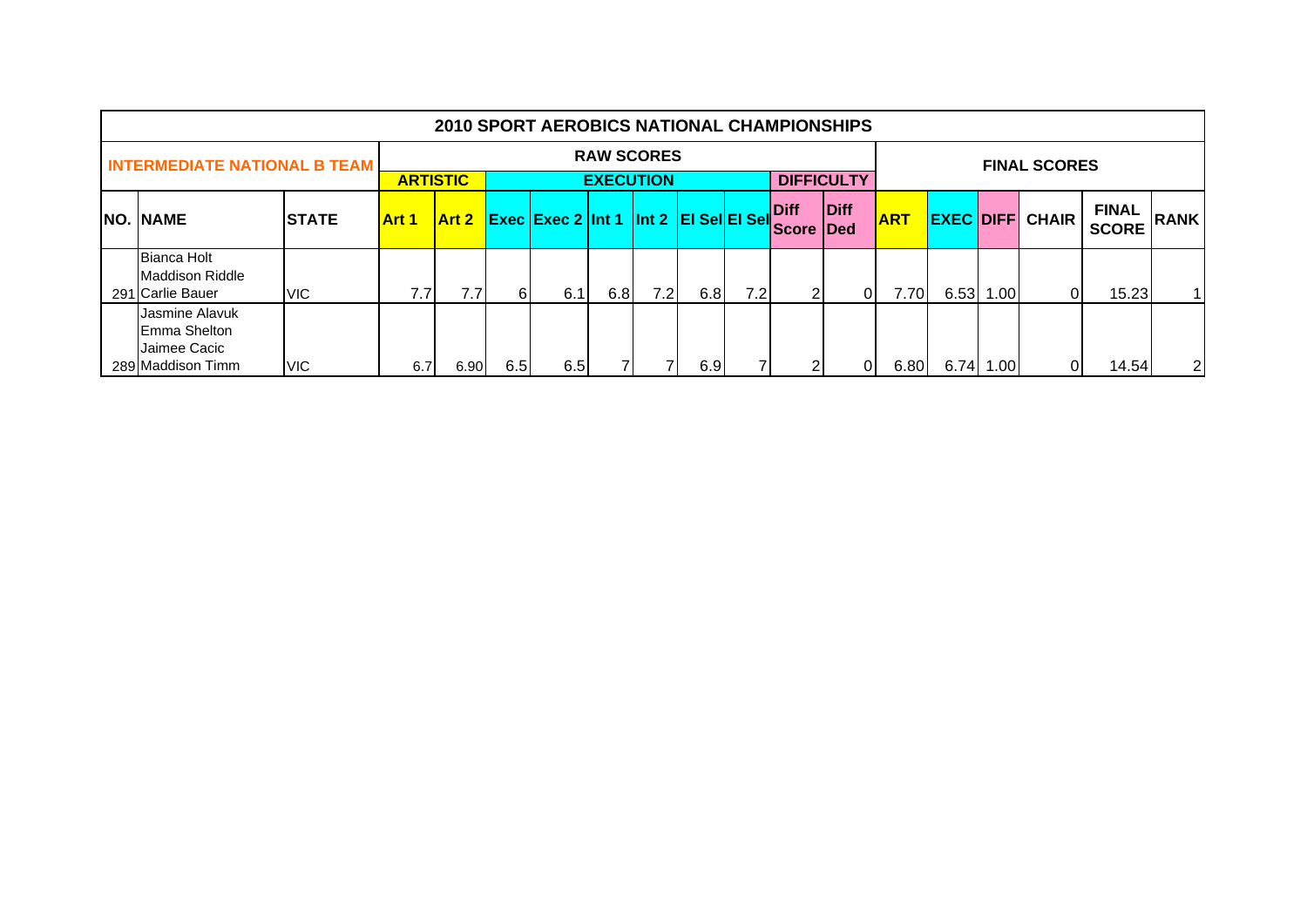# 2010 SPORT AEROBICS NATIONAL CHAMPIONSHIPS

## INTERMEDIATE NATIONAL B TEAM

| | | | RAW SCORES | | | | | | | | | | | | FINAL SCORES | | | | | |
|---|---|---|---|---|---|---|---|---|---|---|---|---|---|---|---|---|---|---|---|
| | | | ARTISTIC | | EXECUTION | | | | | | DIFFICULTY | | | | | | | | |
| NO. | NAME | STATE | Art 1 | Art 2 | Exec | Exec 2 | Int 1 | Int 2 | EI Sel | EI Sel | Diff Score | Diff Ded | ART | EXEC | DIFF | CHAIR | FINAL SCORE | RANK |
| 291 | Bianca Holt<br>Maddison Riddle<br>Carlie Bauer | VIC | 7.7 | 7.7 | 6 | 6.1 | 6.8 | 7.2 | 6.8 | 7.2 | 2 | 0 | 7.70 | 6.53 | 1.00 | 0 | 15.23 | 1 |
| 289 | Jasmine Alavuk<br>Emma Shelton<br>Jaimee Cacic<br>Maddison Timm | VIC | 6.7 | 6.90 | 6.5 | 6.5 | 7 | 7 | 6.9 | 7 | 2 | 0 | 6.80 | 6.74 | 1.00 | 0 | 14.54 | 2 |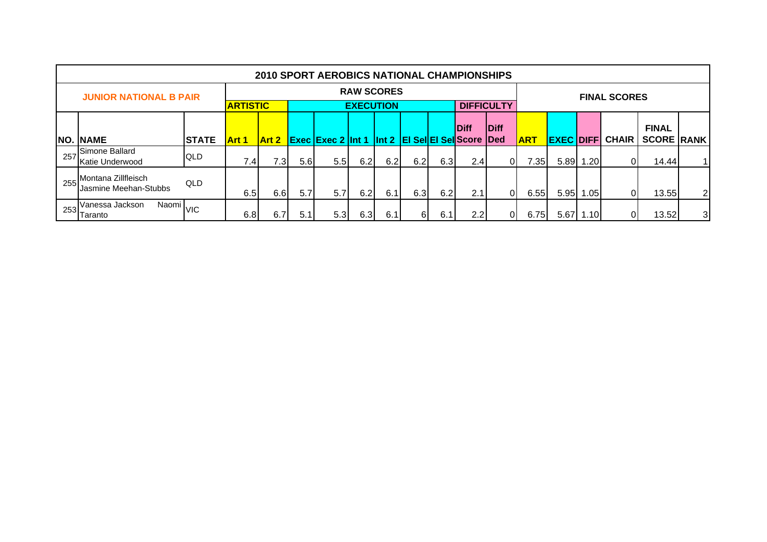# 2010 SPORT AEROBICS NATIONAL CHAMPIONSHIPS

## JUNIOR NATIONAL B PAIR

| | | | RAW SCORES | | | | | | | | | | FINAL SCORES | | | | | |
|---|---|---|---|---|---|---|---|---|---|---|---|---|---|---|---|---|---|---|
| | | | ARTISTIC | | EXECUTION | | | | | | DIFFICULTY | | | | | | | |
| NO. | NAME | STATE | Art 1 | Art 2 | Exec | Exec 2 | Int 1 | Int 2 | El Sel | El Sel | Diff Score | Diff Ded | ART | EXEC | DIFF | CHAIR | FINAL SCORE | RANK |
| 257 | Simone Ballard Katie Underwood | QLD | 7.4 | 7.3 | 5.6 | 5.5 | 6.2 | 6.2 | 6.2 | 6.3 | 2.4 | 0 | 7.35 | 5.89 | 1.20 | 0 | 14.44 | 1 |
| 255 | Montana Zillfleisch Jasmine Meehan-Stubbs | QLD | 6.5 | 6.6 | 5.7 | 5.7 | 6.2 | 6.1 | 6.3 | 6.2 | 2.1 | 0 | 6.55 | 5.95 | 1.05 | 0 | 13.55 | 2 |
| 253 | Vanessa Jackson Naomi Taranto | VIC | 6.8 | 6.7 | 5.1 | 5.3 | 6.3 | 6.1 | 6 | 6.1 | 2.2 | 0 | 6.75 | 5.67 | 1.10 | 0 | 13.52 | 3 |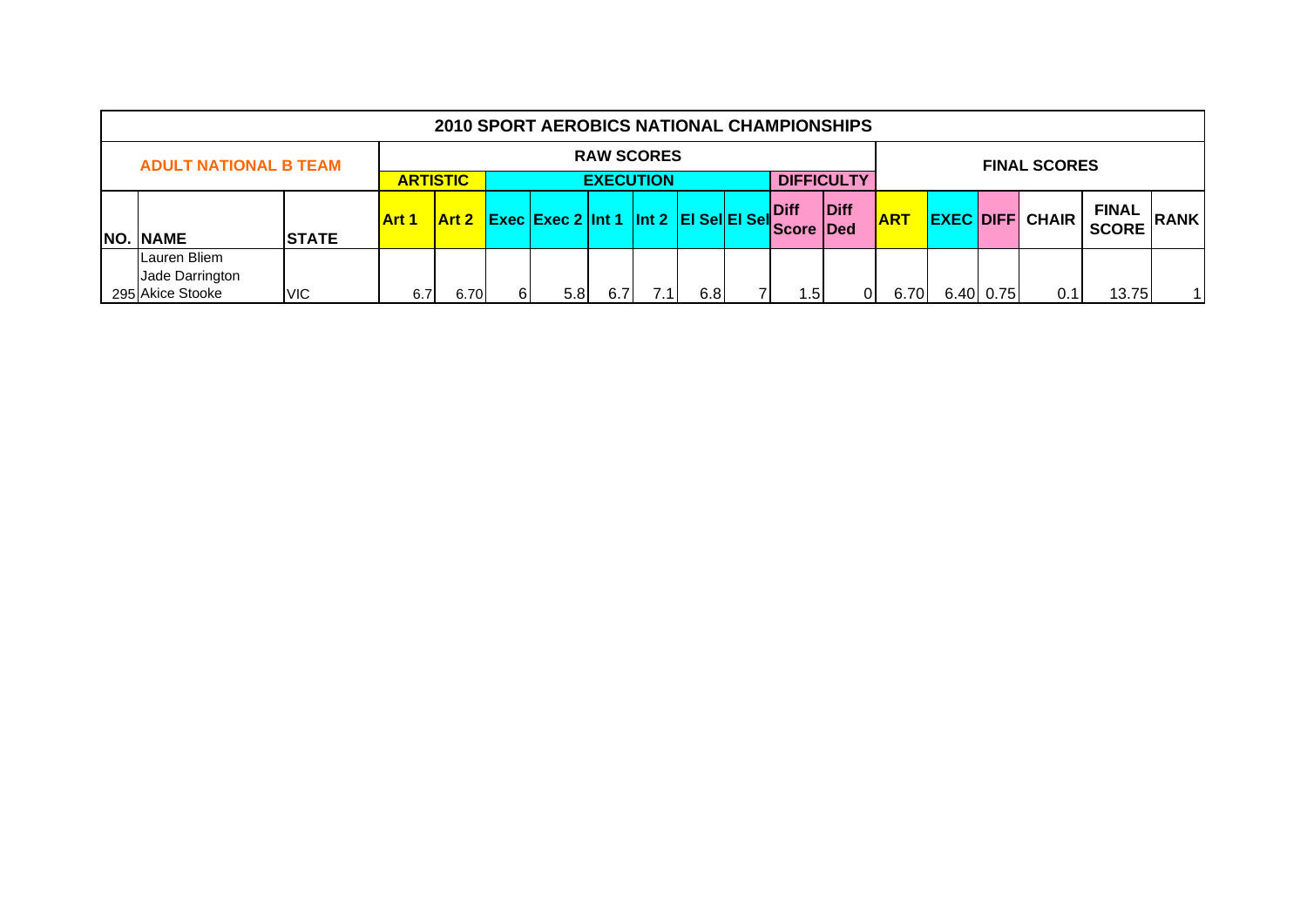| 2010 SPORT AEROBICS NATIONAL CHAMPIONSHIPS | | | | | | | | | | | | | | | | | | | |
|---|---|---|---|---|---|---|---|---|---|---|---|---|---|---|---|---|---|---|---|
| ADULT NATIONAL B TEAM | | | RAW SCORES | | | | | | | | | | FINAL SCORES | | | | | | |
| | | | ARTISTIC | | EXECUTION | | | | | | DIFFICULTY | | | | | | | | |
| NO. | NAME | STATE | Art 1 | Art 2 | Exec | Exec 2 | Int 1 | Int 2 | El Sel | El Sel | Diff Score | Diff Ded | ART | EXEC | DIFF | CHAIR | FINAL SCORE | RANK |
| 295 | Lauren Bliem<br>Jade Darrington<br>Akice Stooke | VIC | 6.7 | 6.70 | 6 | 5.8 | 6.7 | 7.1 | 6.8 | 7 | 1.5 | 0 | 6.70 | 6.40 | 0.75 | 0.1 | 13.75 | 1 |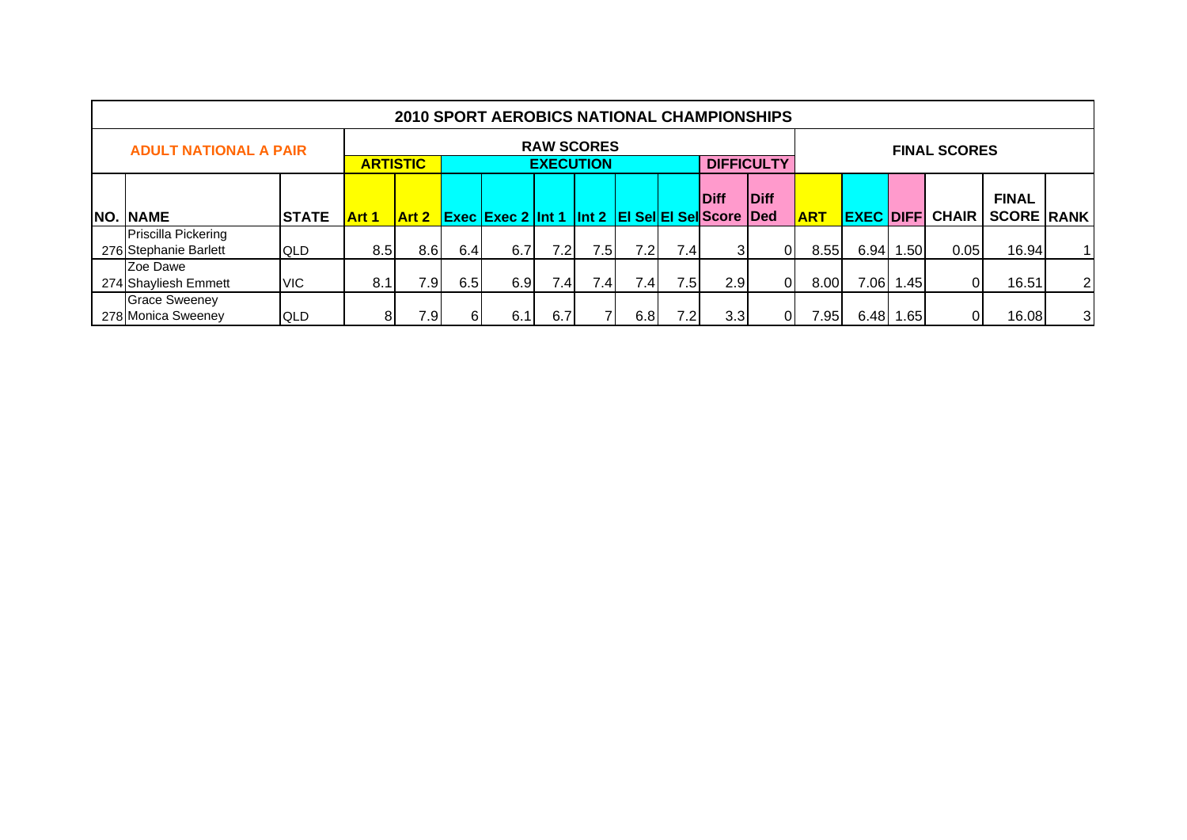# 2010 SPORT AEROBICS NATIONAL CHAMPIONSHIPS

| ADULT NATIONAL A PAIR | | | RAW SCORES | | | | | | | | | | FINAL SCORES | | | | | |
|---|---|---|---|---|---|---|---|---|---|---|---|---|---|---|---|---|---|---|
| | | | ARTISTIC | | EXECUTION | | | | | | DIFFICULTY | | | | | | | |
| NO. | NAME | STATE | Art 1 | Art 2 | Exec | Exec 2 | Int 1 | Int 2 | El Sel | El Sel | Diff Score | Diff Ded | ART | EXEC | DIFF | CHAIR | FINAL SCORE | RANK |
| 276 | Priscilla Pickering Stephanie Barlett | QLD | 8.5 | 8.6 | 6.4 | 6.7 | 7.2 | 7.5 | 7.2 | 7.4 | 3 | 0 | 8.55 | 6.94 | 1.50 | 0.05 | 16.94 | 1 |
| 274 | Zoe Dawe Shayliesh Emmett | VIC | 8.1 | 7.9 | 6.5 | 6.9 | 7.4 | 7.4 | 7.4 | 7.5 | 2.9 | 0 | 8.00 | 7.06 | 1.45 | 0 | 16.51 | 2 |
| 278 | Grace Sweeney Monica Sweeney | QLD | 8 | 7.9 | 6 | 6.1 | 6.7 | 7 | 6.8 | 7.2 | 3.3 | 0 | 7.95 | 6.48 | 1.65 | 0 | 16.08 | 3 |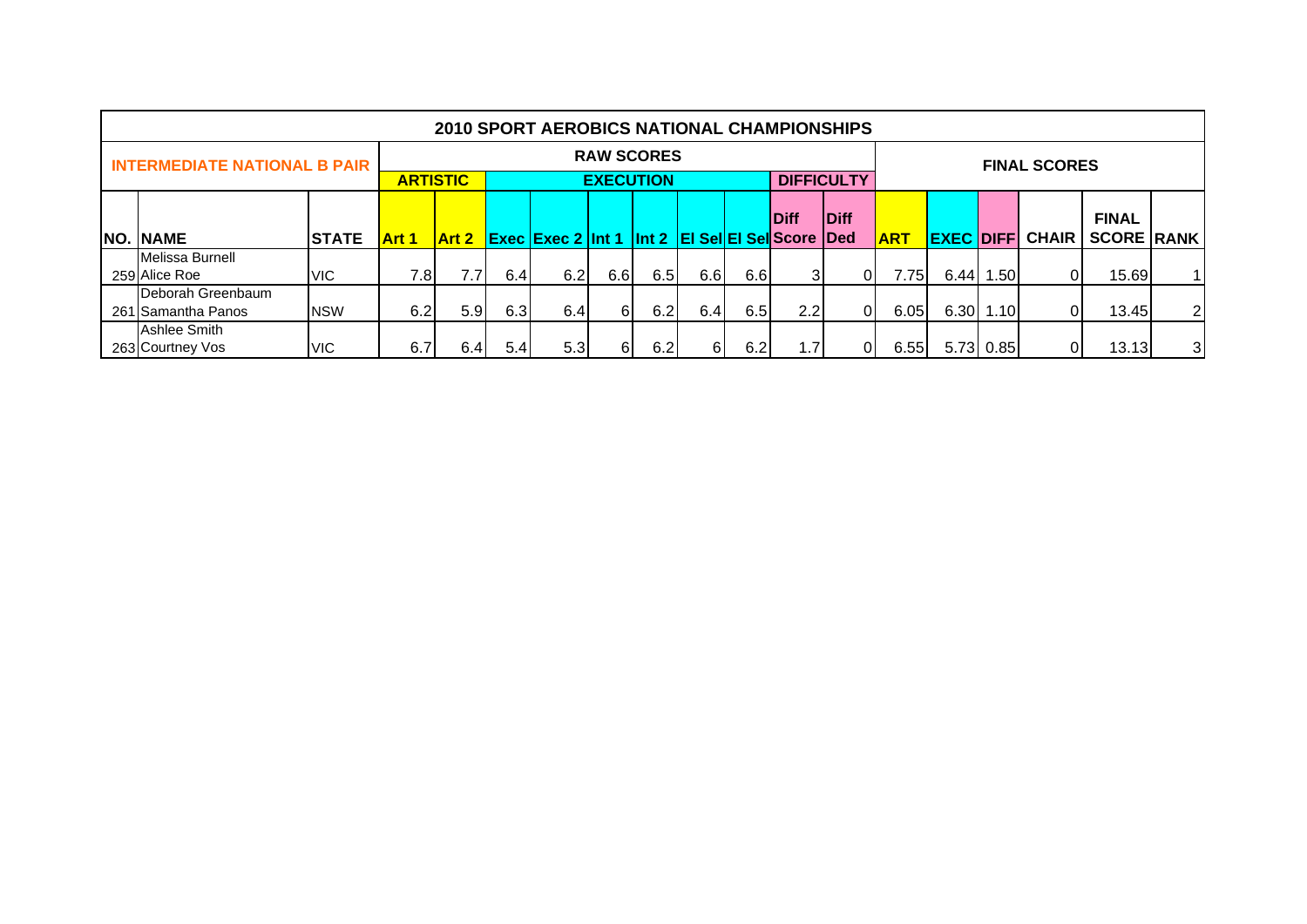# 2010 SPORT AEROBICS NATIONAL CHAMPIONSHIPS

## INTERMEDIATE NATIONAL B PAIR

| | | | RAW SCORES | | | | | | | | | | FINAL SCORES | | | | | |
|---|---|---|---|---|---|---|---|---|---|---|---|---|---|---|---|---|---|---|
| | | | ARTISTIC | | EXECUTION | | | | | | DIFFICULTY | | | | | | | |
| NO. | NAME | STATE | Art 1 | Art 2 | Exec | Exec 2 | Int 1 | Int 2 | El Sel | El Sel | Diff Score | Diff Ded | ART | EXEC | DIFF | CHAIR | FINAL SCORE | RANK |
| 259 | Melissa Burnell Alice Roe | VIC | 7.8 | 7.7 | 6.4 | 6.2 | 6.6 | 6.5 | 6.6 | 6.6 | 3 | 0 | 7.75 | 6.44 | 1.50 | 0 | 15.69 | 1 |
| 261 | Deborah Greenbaum Samantha Panos | NSW | 6.2 | 5.9 | 6.3 | 6.4 | 6 | 6.2 | 6.4 | 6.5 | 2.2 | 0 | 6.05 | 6.30 | 1.10 | 0 | 13.45 | 2 |
| 263 | Ashlee Smith Courtney Vos | VIC | 6.7 | 6.4 | 5.4 | 5.3 | 6 | 6.2 | 6 | 6.2 | 1.7 | 0 | 6.55 | 5.73 | 0.85 | 0 | 13.13 | 3 |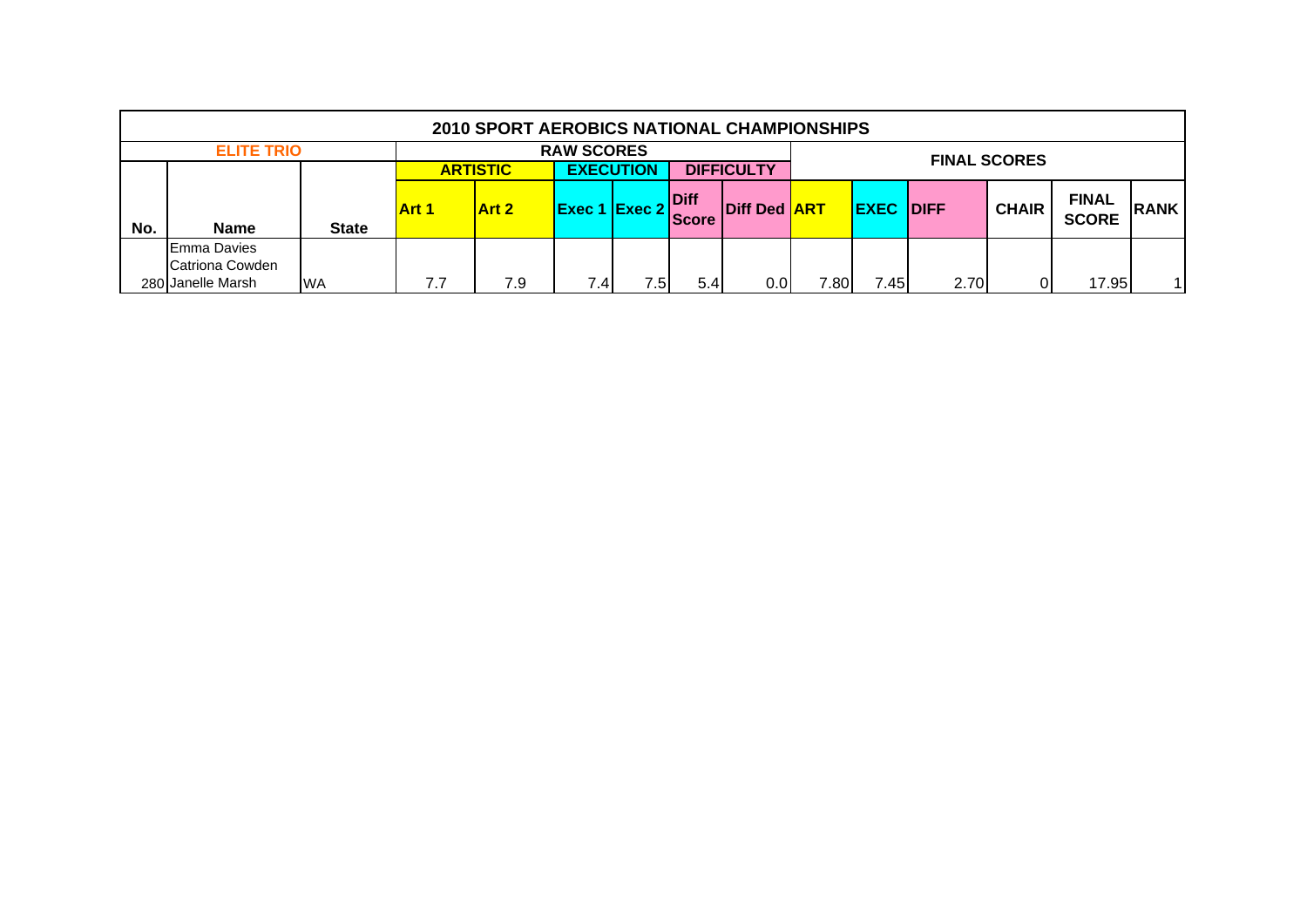## 2010 SPORT AEROBICS NATIONAL CHAMPIONSHIPS

| ELITE TRIO | | | RAW SCORES | | | | | | FINAL SCORES | | | | | |
|---|---|---|---|---|---|---|---|---|---|---|---|---|---|---|
| | | | ARTISTIC | | EXECUTION | | DIFFICULTY | | | | | | | |
| No. | Name | State | Art 1 | Art 2 | Exec 1 | Exec 2 | Diff Score | Diff Ded | ART | EXEC | DIFF | CHAIR | FINAL SCORE | RANK |
| 280 | Emma Davies<br>Catriona Cowden<br>Janelle Marsh | WA | 7.7 | 7.9 | 7.4 | 7.5 | 5.4 | 0.0 | 7.80 | 7.45 | 2.70 | 0 | 17.95 | 1 |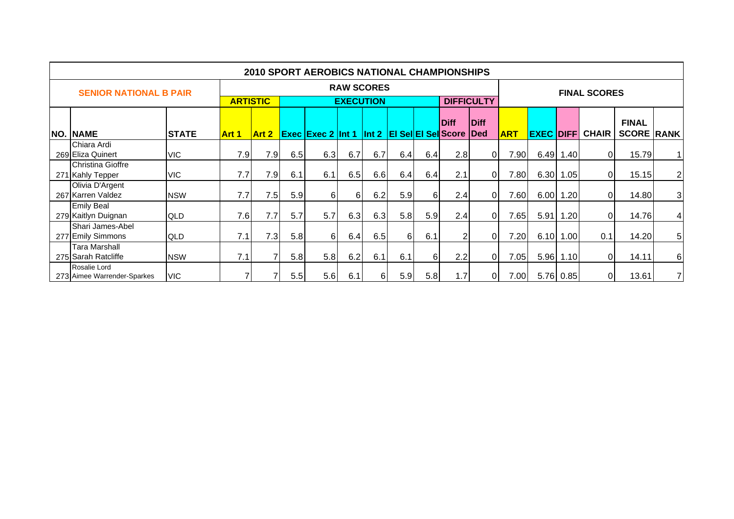# 2010 SPORT AEROBICS NATIONAL CHAMPIONSHIPS

## SENIOR NATIONAL B PAIR

| | | | RAW SCORES | | | | | | | | | | FINAL SCORES | | | | | |
|---|---|---|---|---|---|---|---|---|---|---|---|---|---|---|---|---|---|---|
| | | | ARTISTIC | | EXECUTION | | | | | | DIFFICULTY | | | | | | | |
| NO. | NAME | STATE | Art 1 | Art 2 | Exec | Exec 2 | Int 1 | Int 2 | El Sel | El Sel | Diff Score | Diff Ded | ART | EXEC | DIFF | CHAIR | FINAL SCORE | RANK |
| 269 | Chiara Ardi Eliza Quinert | VIC | 7.9 | 7.9 | 6.5 | 6.3 | 6.7 | 6.7 | 6.4 | 6.4 | 2.8 | 0 | 7.90 | 6.49 | 1.40 | 0 | 15.79 | 1 |
| 271 | Christina Gioffre Kahly Tepper | VIC | 7.7 | 7.9 | 6.1 | 6.1 | 6.5 | 6.6 | 6.4 | 6.4 | 2.1 | 0 | 7.80 | 6.30 | 1.05 | 0 | 15.15 | 2 |
| 267 | Olivia D'Argent Karren Valdez | NSW | 7.7 | 7.5 | 5.9 | 6 | 6 | 6.2 | 5.9 | 6 | 2.4 | 0 | 7.60 | 6.00 | 1.20 | 0 | 14.80 | 3 |
| 279 | Emily Beal Kaitlyn Duignan | QLD | 7.6 | 7.7 | 5.7 | 5.7 | 6.3 | 6.3 | 5.8 | 5.9 | 2.4 | 0 | 7.65 | 5.91 | 1.20 | 0 | 14.76 | 4 |
| 277 | Shari James-Abel Emily Simmons | QLD | 7.1 | 7.3 | 5.8 | 6 | 6.4 | 6.5 | 6 | 6.1 | 2 | 0 | 7.20 | 6.10 | 1.00 | 0.1 | 14.20 | 5 |
| 275 | Tara Marshall Sarah Ratcliffe | NSW | 7.1 | 7 | 5.8 | 5.8 | 6.2 | 6.1 | 6.1 | 6 | 2.2 | 0 | 7.05 | 5.96 | 1.10 | 0 | 14.11 | 6 |
| 273 | Rosalie Lord Aimee Warrender-Sparkes | VIC | 7 | 7 | 5.5 | 5.6 | 6.1 | 6 | 5.9 | 5.8 | 1.7 | 0 | 7.00 | 5.76 | 0.85 | 0 | 13.61 | 7 |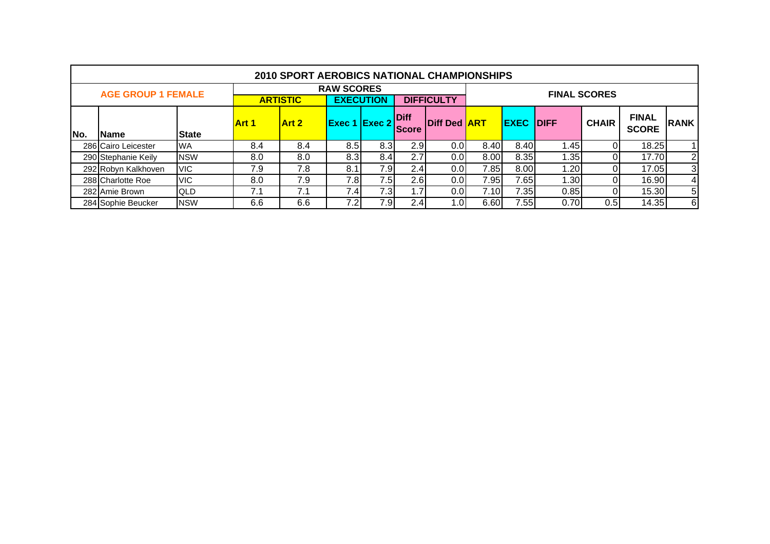| 2010 SPORT AEROBICS NATIONAL CHAMPIONSHIPS | | | | | | | | | | | | | | | |
|---|---|---|---|---|---|---|---|---|---|---|---|---|---|---|---|
| AGE GROUP 1 FEMALE | | | RAW SCORES | | | | | | FINAL SCORES | | | | | | |
| | | | ARTISTIC | | EXECUTION | | DIFFICULTY | | | | | | | | |
| No. | Name | State | Art 1 | Art 2 | Exec 1 | Exec 2 | Diff Score | Diff Ded | ART | EXEC | DIFF | CHAIR | FINAL SCORE | RANK |
| 286 | Cairo Leicester | WA | 8.4 | 8.4 | 8.5 | 8.3 | 2.9 | 0.0 | 8.40 | 8.40 | 1.45 | 0 | 18.25 | 1 |
| 290 | Stephanie Keily | NSW | 8.0 | 8.0 | 8.3 | 8.4 | 2.7 | 0.0 | 8.00 | 8.35 | 1.35 | 0 | 17.70 | 2 |
| 292 | Robyn Kalkhoven | VIC | 7.9 | 7.8 | 8.1 | 7.9 | 2.4 | 0.0 | 7.85 | 8.00 | 1.20 | 0 | 17.05 | 3 |
| 288 | Charlotte Roe | VIC | 8.0 | 7.9 | 7.8 | 7.5 | 2.6 | 0.0 | 7.95 | 7.65 | 1.30 | 0 | 16.90 | 4 |
| 282 | Amie Brown | QLD | 7.1 | 7.1 | 7.4 | 7.3 | 1.7 | 0.0 | 7.10 | 7.35 | 0.85 | 0 | 15.30 | 5 |
| 284 | Sophie Beucker | NSW | 6.6 | 6.6 | 7.2 | 7.9 | 2.4 | 1.0 | 6.60 | 7.55 | 0.70 | 0.5 | 14.35 | 6 |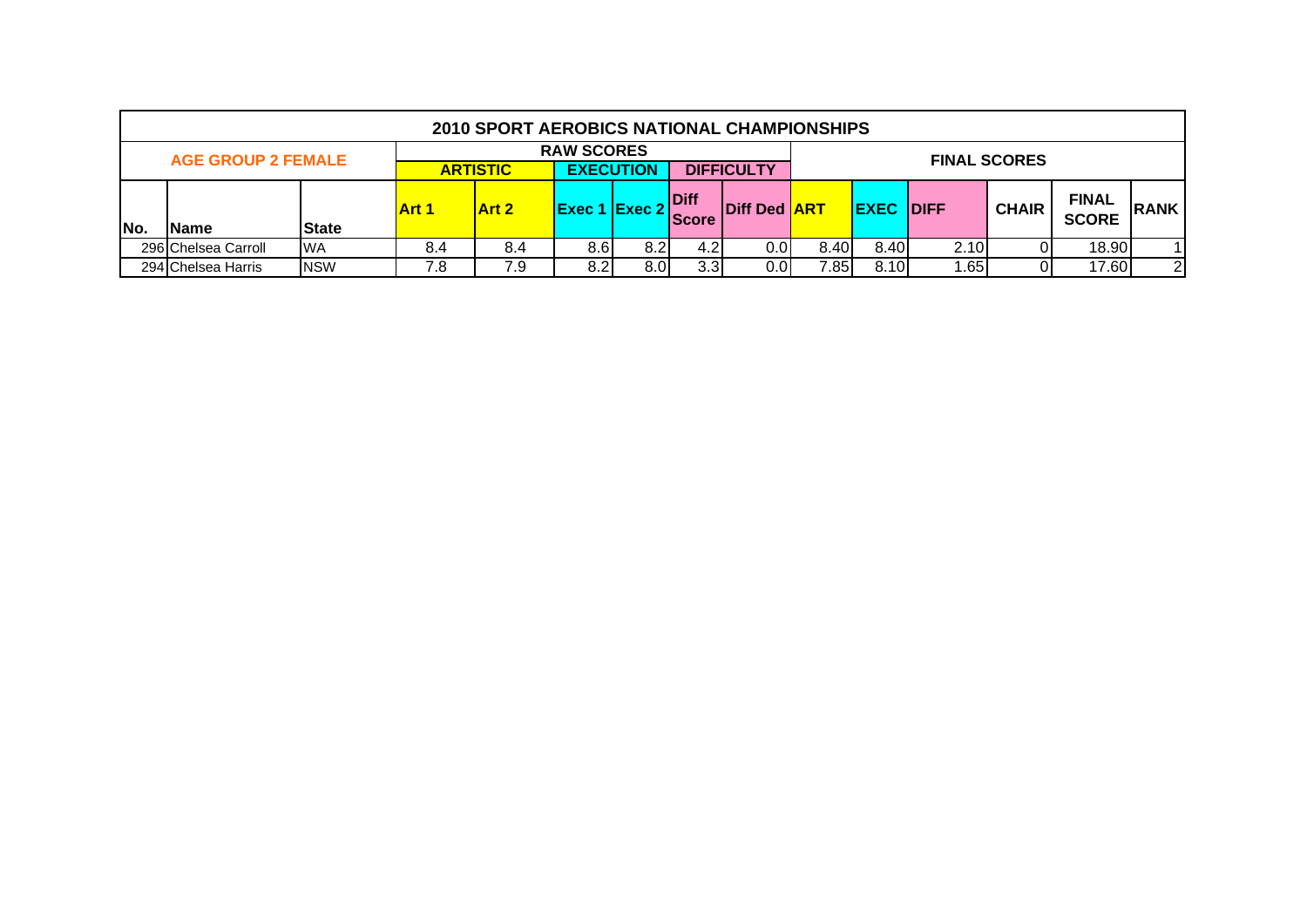## 2010 SPORT AEROBICS NATIONAL CHAMPIONSHIPS

| AGE GROUP 2 FEMALE | | | RAW SCORES | | | | | | FINAL SCORES | | | | | |
|---|---|---|---|---|---|---|---|---|---|---|---|---|---|---|
| | | | ARTISTIC | | EXECUTION | | DIFFICULTY | | | | | | | |
| No. | Name | State | Art 1 | Art 2 | Exec 1 | Exec 2 | Diff Score | Diff Ded | ART | EXEC | DIFF | CHAIR | FINAL SCORE | RANK |
| 296 | Chelsea Carroll | WA | 8.4 | 8.4 | 8.6 | 8.2 | 4.2 | 0.0 | 8.40 | 8.40 | 2.10 | 0 | 18.90 | 1 |
| 294 | Chelsea Harris | NSW | 7.8 | 7.9 | 8.2 | 8.0 | 3.3 | 0.0 | 7.85 | 8.10 | 1.65 | 0 | 17.60 | 2 |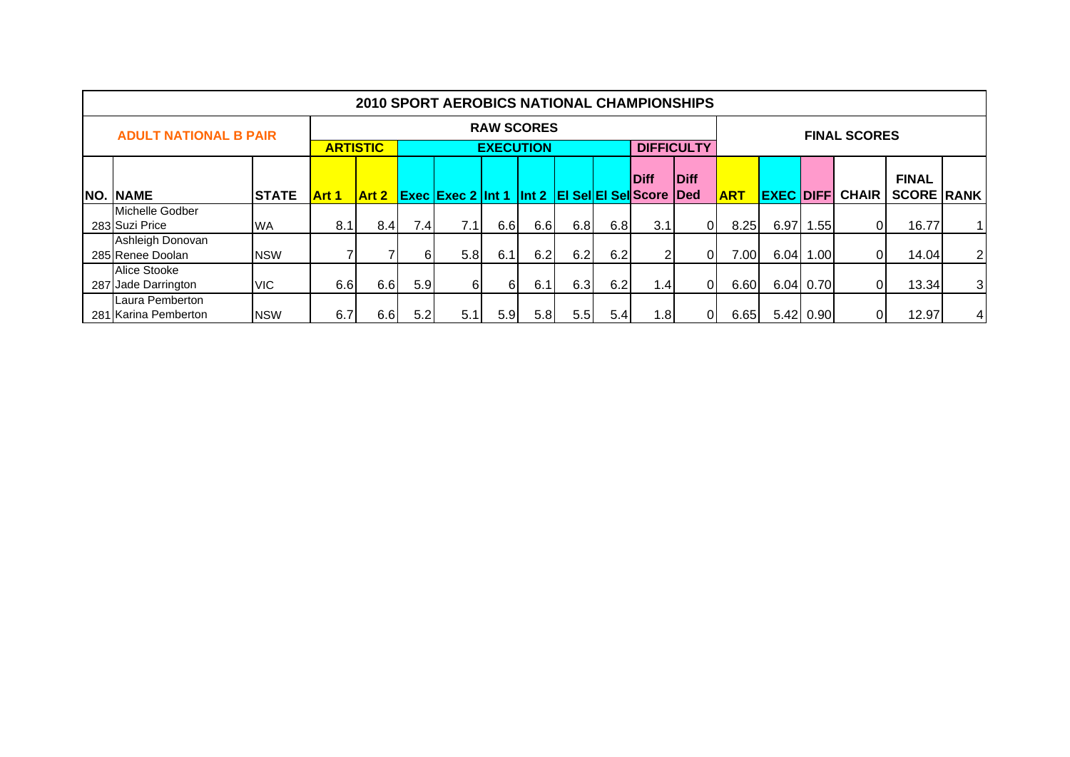| 2010 SPORT AEROBICS NATIONAL CHAMPIONSHIPS | | | | | | | | | | | | | | | | | | | |
|---|---|---|---|---|---|---|---|---|---|---|---|---|---|---|---|---|---|---|---|
| ADULT NATIONAL B PAIR | | | RAW SCORES | | | | | | | | | | FINAL SCORES | | | | | | |
| | | | ARTISTIC | | EXECUTION | | | | | | DIFFICULTY | | | | | | | | |
| NO. | NAME | STATE | Art 1 | Art 2 | Exec | Exec 2 | Int 1 | Int 2 | El Sel | El Sel | Diff Score | Diff Ded | ART | EXEC | DIFF | CHAIR | FINAL SCORE | RANK |
| 283 | Michelle Godber Suzi Price | WA | 8.1 | 8.4 | 7.4 | 7.1 | 6.6 | 6.6 | 6.8 | 6.8 | 3.1 | 0 | 8.25 | 6.97 | 1.55 | 0 | 16.77 | 1 |
| 285 | Ashleigh Donovan Renee Doolan | NSW | 7 | 7 | 6 | 5.8 | 6.1 | 6.2 | 6.2 | 6.2 | 2 | 0 | 7.00 | 6.04 | 1.00 | 0 | 14.04 | 2 |
| 287 | Alice Stooke Jade Darrington | VIC | 6.6 | 6.6 | 5.9 | 6 | 6 | 6.1 | 6.3 | 6.2 | 1.4 | 0 | 6.60 | 6.04 | 0.70 | 0 | 13.34 | 3 |
| 281 | Laura Pemberton Karina Pemberton | NSW | 6.7 | 6.6 | 5.2 | 5.1 | 5.9 | 5.8 | 5.5 | 5.4 | 1.8 | 0 | 6.65 | 5.42 | 0.90 | 0 | 12.97 | 4 |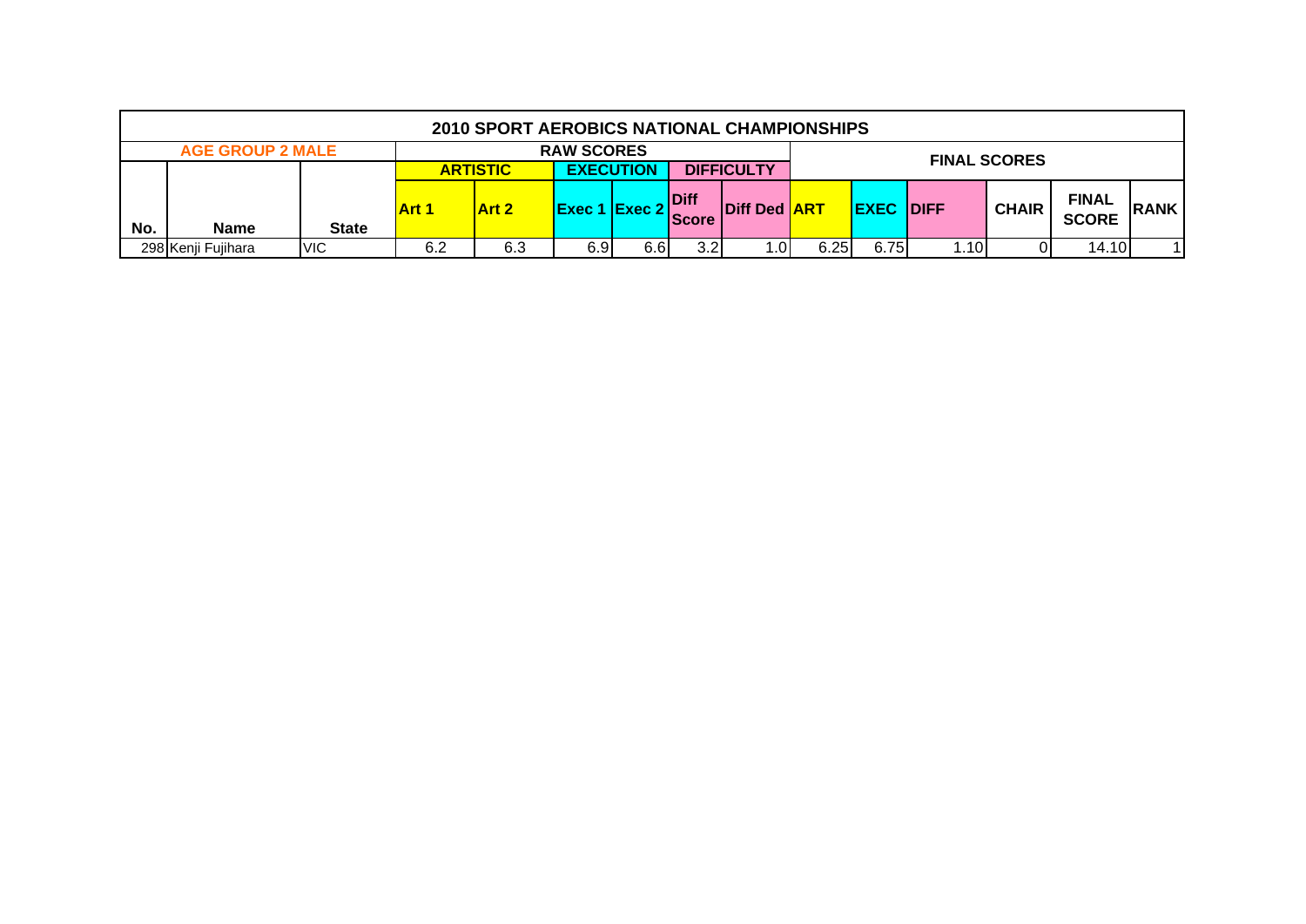| 2010 SPORT AEROBICS NATIONAL CHAMPIONSHIPS | | | | | | | | | | | | | | | |
|---|---|---|---|---|---|---|---|---|---|---|---|---|---|---|---|
| AGE GROUP 2 MALE | | | RAW SCORES | | | | | | FINAL SCORES | | | | | | |
| | | | ARTISTIC | | EXECUTION | | DIFFICULTY | | | | | | | | |
| No. | Name | State | Art 1 | Art 2 | Exec 1 | Exec 2 | Diff Score | Diff Ded | ART | EXEC | DIFF | CHAIR | FINAL SCORE | RANK |
| 298 | Kenji Fujihara | VIC | 6.2 | 6.3 | 6.9 | 6.6 | 3.2 | 1.0 | 6.25 | 6.75 | 1.10 | 0 | 14.10 | 1 |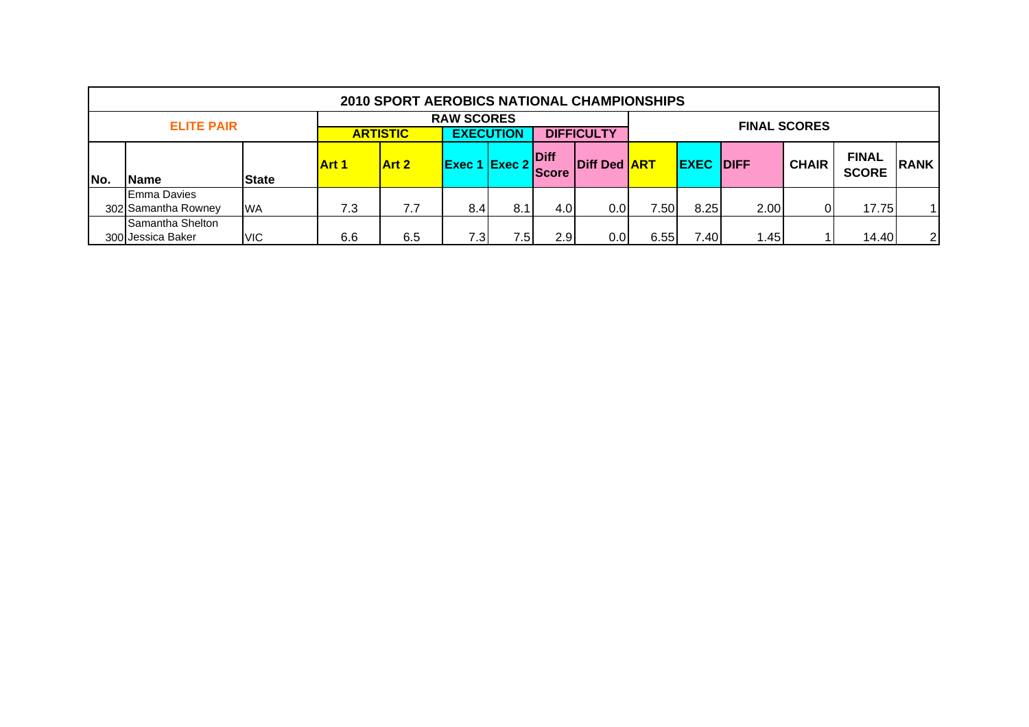# 2010 SPORT AEROBICS NATIONAL CHAMPIONSHIPS

## ELITE PAIR

| No. | Name | State | RAW SCORES | | | | | | FINAL SCORES | | | | | |
|---|---|---|---|---|---|---|---|---|---|---|---|---|---|---|
| | | | ARTISTIC | | EXECUTION | | DIFFICULTY | | | | | | | |
| | | | Art 1 | Art 2 | Exec 1 | Exec 2 | Diff Score | Diff Ded | ART | EXEC | DIFF | CHAIR | FINAL SCORE | RANK |
| 302 | Emma Davies Samantha Rowney | WA | 7.3 | 7.7 | 8.4 | 8.1 | 4.0 | 0.0 | 7.50 | 8.25 | 2.00 | 0 | 17.75 | 1 |
| 300 | Samantha Shelton Jessica Baker | VIC | 6.6 | 6.5 | 7.3 | 7.5 | 2.9 | 0.0 | 6.55 | 7.40 | 1.45 | 1 | 14.40 | 2 |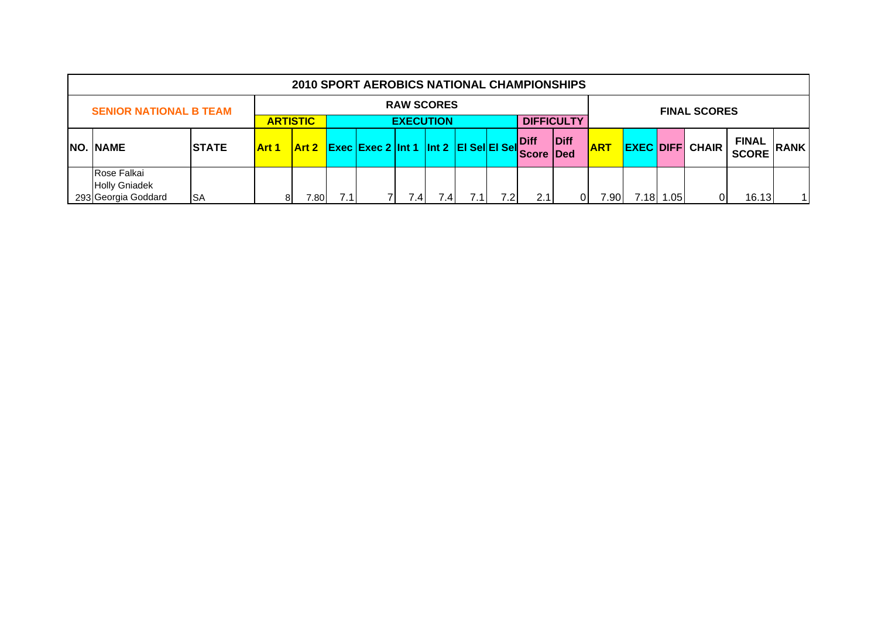| 2010 SPORT AEROBICS NATIONAL CHAMPIONSHIPS | | | | | | | | | | | | | | | | | | | |
|---|---|---|---|---|---|---|---|---|---|---|---|---|---|---|---|---|---|---|---|
| SENIOR NATIONAL B TEAM | | | RAW SCORES | | | | | | | | | | FINAL SCORES | | | | | | |
| | | | ARTISTIC | | EXECUTION | | | | | | DIFFICULTY | | | | | | | | |
| NO. | NAME | STATE | Art 1 | Art 2 | Exec | Exec 2 | Int 1 | Int 2 | El Sel | El Sel | Diff Score | Diff Ded | ART | EXEC | DIFF | CHAIR | FINAL SCORE | RANK |
| 293 | Rose Falkai<br>Holly Gniadek<br>Georgia Goddard | SA | 8 | 7.80 | 7.1 | 7 | 7.4 | 7.4 | 7.1 | 7.2 | 2.1 | 0 | 7.90 | 7.18 | 1.05 | 0 | 16.13 | 1 |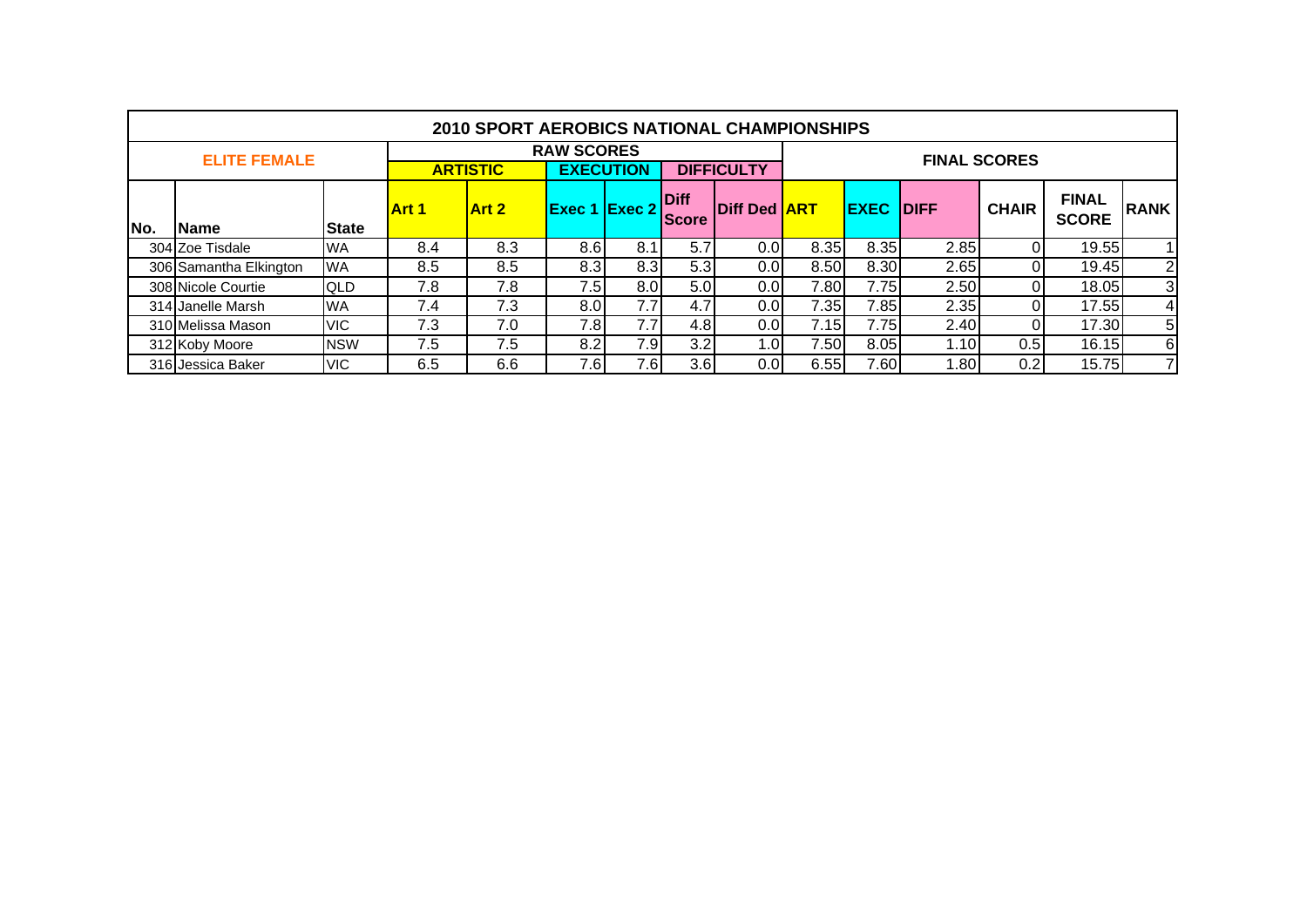## 2010 SPORT AEROBICS NATIONAL CHAMPIONSHIPS

| ELITE FEMALE | | | RAW SCORES | | | | | | FINAL SCORES | | | | | |
|---|---|---|---|---|---|---|---|---|---|---|---|---|---|---|
| | | | ARTISTIC | | EXECUTION | | DIFFICULTY | | | | | | | |
| No. | Name | State | Art 1 | Art 2 | Exec 1 | Exec 2 | Diff Score | Diff Ded | ART | EXEC | DIFF | CHAIR | FINAL SCORE | RANK |
| 304 | Zoe Tisdale | WA | 8.4 | 8.3 | 8.6 | 8.1 | 5.7 | 0.0 | 8.35 | 8.35 | 2.85 | 0 | 19.55 | 1 |
| 306 | Samantha Elkington | WA | 8.5 | 8.5 | 8.3 | 8.3 | 5.3 | 0.0 | 8.50 | 8.30 | 2.65 | 0 | 19.45 | 2 |
| 308 | Nicole Courtie | QLD | 7.8 | 7.8 | 7.5 | 8.0 | 5.0 | 0.0 | 7.80 | 7.75 | 2.50 | 0 | 18.05 | 3 |
| 314 | Janelle Marsh | WA | 7.4 | 7.3 | 8.0 | 7.7 | 4.7 | 0.0 | 7.35 | 7.85 | 2.35 | 0 | 17.55 | 4 |
| 310 | Melissa Mason | VIC | 7.3 | 7.0 | 7.8 | 7.7 | 4.8 | 0.0 | 7.15 | 7.75 | 2.40 | 0 | 17.30 | 5 |
| 312 | Koby Moore | NSW | 7.5 | 7.5 | 8.2 | 7.9 | 3.2 | 1.0 | 7.50 | 8.05 | 1.10 | 0.5 | 16.15 | 6 |
| 316 | Jessica Baker | VIC | 6.5 | 6.6 | 7.6 | 7.6 | 3.6 | 0.0 | 6.55 | 7.60 | 1.80 | 0.2 | 15.75 | 7 |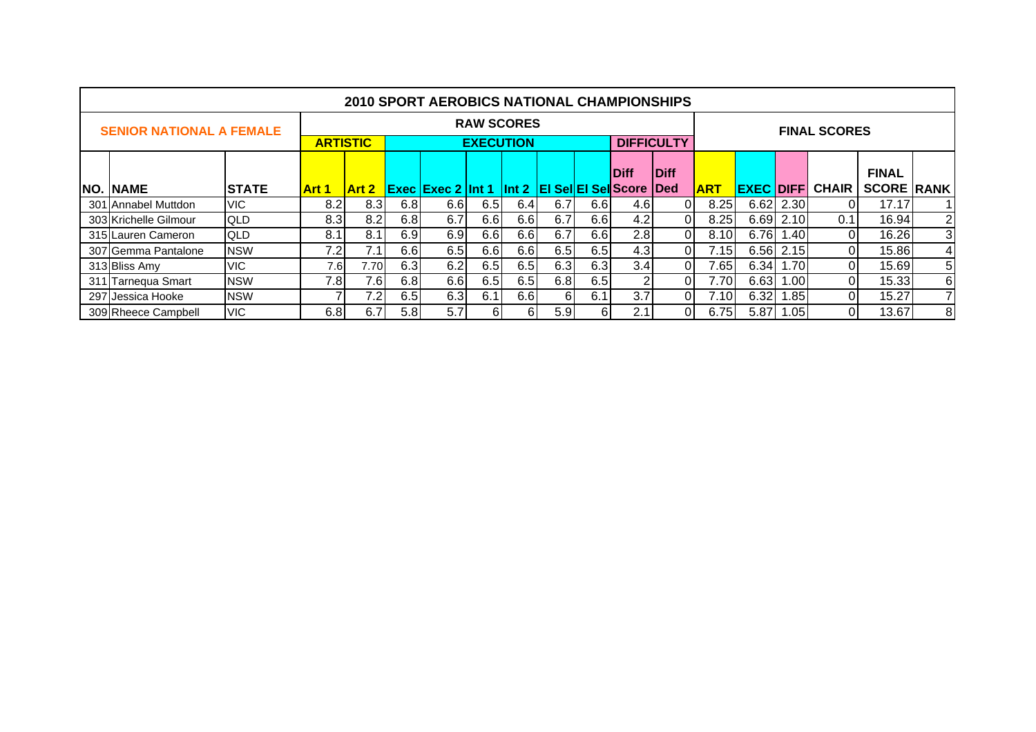## 2010 SPORT AEROBICS NATIONAL CHAMPIONSHIPS

| SENIOR NATIONAL A FEMALE | | | RAW SCORES | | | | | | | | | | FINAL SCORES | | | | | |
|---|---|---|---|---|---|---|---|---|---|---|---|---|---|---|---|---|---|---|
| | | | ARTISTIC | | EXECUTION | | | | | | DIFFICULTY | | | | | | | |
| NO. | NAME | STATE | Art 1 | Art 2 | Exec | Exec 2 | Int 1 | Int 2 | El Sel | El Sel | Diff Score | Diff Ded | ART | EXEC | DIFF | CHAIR | FINAL SCORE | RANK |
| 301 | Annabel Muttdon | VIC | 8.2 | 8.3 | 6.8 | 6.6 | 6.5 | 6.4 | 6.7 | 6.6 | 4.6 | 0 | 8.25 | 6.62 | 2.30 | 0 | 17.17 | 1 |
| 303 | Krichelle Gilmour | QLD | 8.3 | 8.2 | 6.8 | 6.7 | 6.6 | 6.6 | 6.7 | 6.6 | 4.2 | 0 | 8.25 | 6.69 | 2.10 | 0.1 | 16.94 | 2 |
| 315 | Lauren Cameron | QLD | 8.1 | 8.1 | 6.9 | 6.9 | 6.6 | 6.6 | 6.7 | 6.6 | 2.8 | 0 | 8.10 | 6.76 | 1.40 | 0 | 16.26 | 3 |
| 307 | Gemma Pantalone | NSW | 7.2 | 7.1 | 6.6 | 6.5 | 6.6 | 6.6 | 6.5 | 6.5 | 4.3 | 0 | 7.15 | 6.56 | 2.15 | 0 | 15.86 | 4 |
| 313 | Bliss Amy | VIC | 7.6 | 7.70 | 6.3 | 6.2 | 6.5 | 6.5 | 6.3 | 6.3 | 3.4 | 0 | 7.65 | 6.34 | 1.70 | 0 | 15.69 | 5 |
| 311 | Tarnequa Smart | NSW | 7.8 | 7.6 | 6.8 | 6.6 | 6.5 | 6.5 | 6.8 | 6.5 | 2 | 0 | 7.70 | 6.63 | 1.00 | 0 | 15.33 | 6 |
| 297 | Jessica Hooke | NSW | 7 | 7.2 | 6.5 | 6.3 | 6.1 | 6.6 | 6 | 6.1 | 3.7 | 0 | 7.10 | 6.32 | 1.85 | 0 | 15.27 | 7 |
| 309 | Rheece Campbell | VIC | 6.8 | 6.7 | 5.8 | 5.7 | 6 | 6 | 5.9 | 6 | 2.1 | 0 | 6.75 | 5.87 | 1.05 | 0 | 13.67 | 8 |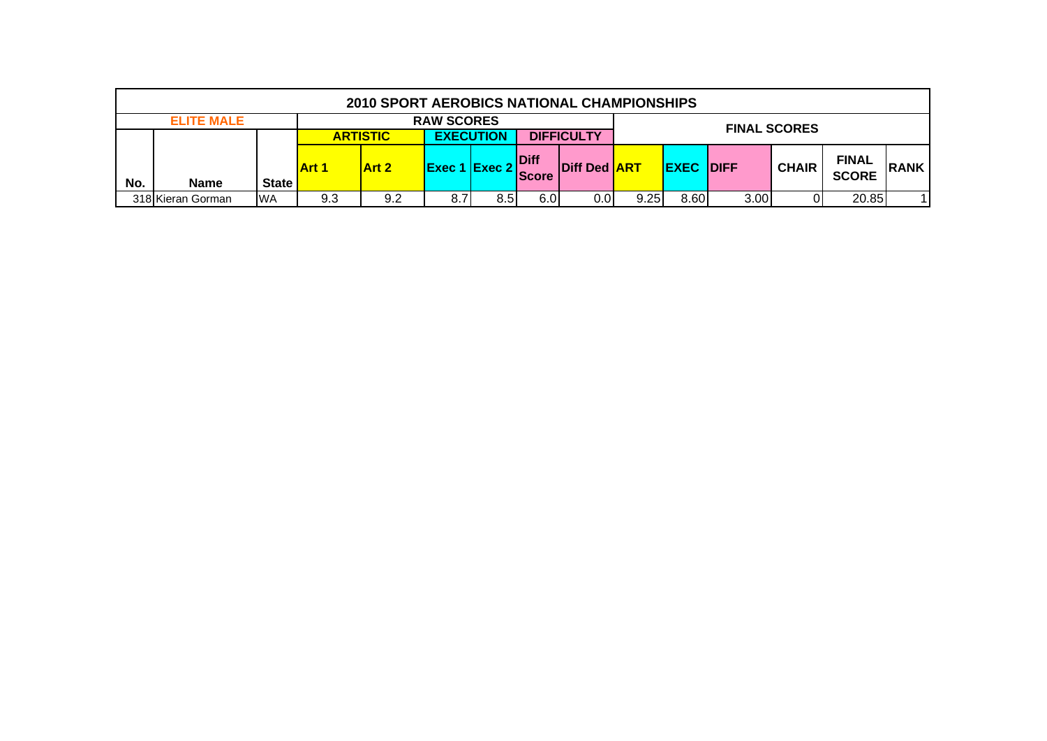| 2010 SPORT AEROBICS NATIONAL CHAMPIONSHIPS | | | | | | | | | | | | | | | |
|---|---|---|---|---|---|---|---|---|---|---|---|---|---|---|---|
| ELITE MALE | | | RAW SCORES | | | | | | FINAL SCORES | | | | | | |
| | | | ARTISTIC | | EXECUTION | | DIFFICULTY | | | | | | | | |
| No. | Name | State | Art 1 | Art 2 | Exec 1 | Exec 2 | Diff Score | Diff Ded | ART | EXEC | DIFF | CHAIR | FINAL SCORE | RANK |
| 318 | Kieran Gorman | WA | 9.3 | 9.2 | 8.7 | 8.5 | 6.0 | 0.0 | 9.25 | 8.60 | 3.00 | 0 | 20.85 | 1 |